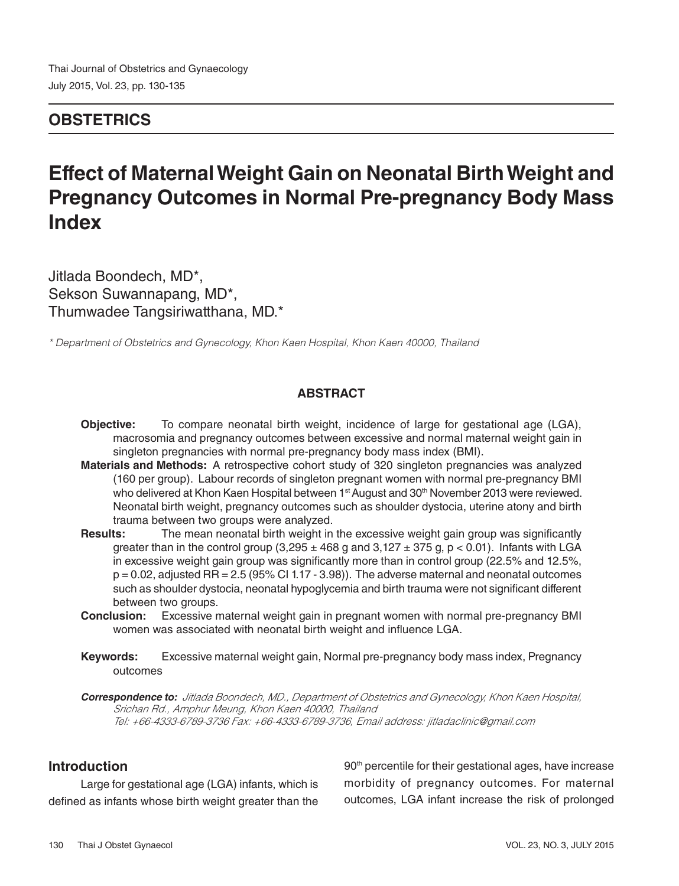**OBSTETRICS**

# Effect of Maternal Weight Gain on Neonatal Birth Weight and Pregnancy Outcomes in Normal Pre-pregnancy Body Mass Index

Jitlada Boondech, MD*,
Sekson Suwannapang, MD*,
Thumwadee Tangsiriwatthana, MD.*

*\* Department of Obstetrics and Gynecology, Khon Kaen Hospital, Khon Kaen 40000, Thailand*

## ABSTRACT

**Objective:** To compare neonatal birth weight, incidence of large for gestational age (LGA), macrosomia and pregnancy outcomes between excessive and normal maternal weight gain in singleton pregnancies with normal pre-pregnancy body mass index (BMI).

**Materials and Methods:** A retrospective cohort study of 320 singleton pregnancies was analyzed (160 per group). Labour records of singleton pregnant women with normal pre-pregnancy BMI who delivered at Khon Kaen Hospital between 1st August and 30th November 2013 were reviewed. Neonatal birth weight, pregnancy outcomes such as shoulder dystocia, uterine atony and birth trauma between two groups were analyzed.

**Results:** The mean neonatal birth weight in the excessive weight gain group was significantly greater than in the control group (3,295 ± 468 g and 3,127 ± 375 g, $p < 0.01$). Infants with LGA in excessive weight gain group was significantly more than in control group (22.5% and 12.5%, $p = 0.02$, adjusted RR = 2.5 (95% CI 1.17 - 3.98)). The adverse maternal and neonatal outcomes such as shoulder dystocia, neonatal hypoglycemia and birth trauma were not significant different between two groups.

**Conclusion:** Excessive maternal weight gain in pregnant women with normal pre-pregnancy BMI women was associated with neonatal birth weight and influence LGA.

**Keywords:** Excessive maternal weight gain, Normal pre-pregnancy body mass index, Pregnancy outcomes

***Correspondence to:*** *Jitlada Boondech, MD., Department of Obstetrics and Gynecology, Khon Kaen Hospital, Srichan Rd., Amphur Meung, Khon Kaen 40000, Thailand Tel: +66-4333-6789-3736 Fax: +66-4333-6789-3736, Email address: jitladaclinic@gmail.com*

## Introduction

Large for gestational age (LGA) infants, which is defined as infants whose birth weight greater than the 90th percentile for their gestational ages, have increase morbidity of pregnancy outcomes. For maternal outcomes, LGA infant increase the risk of prolonged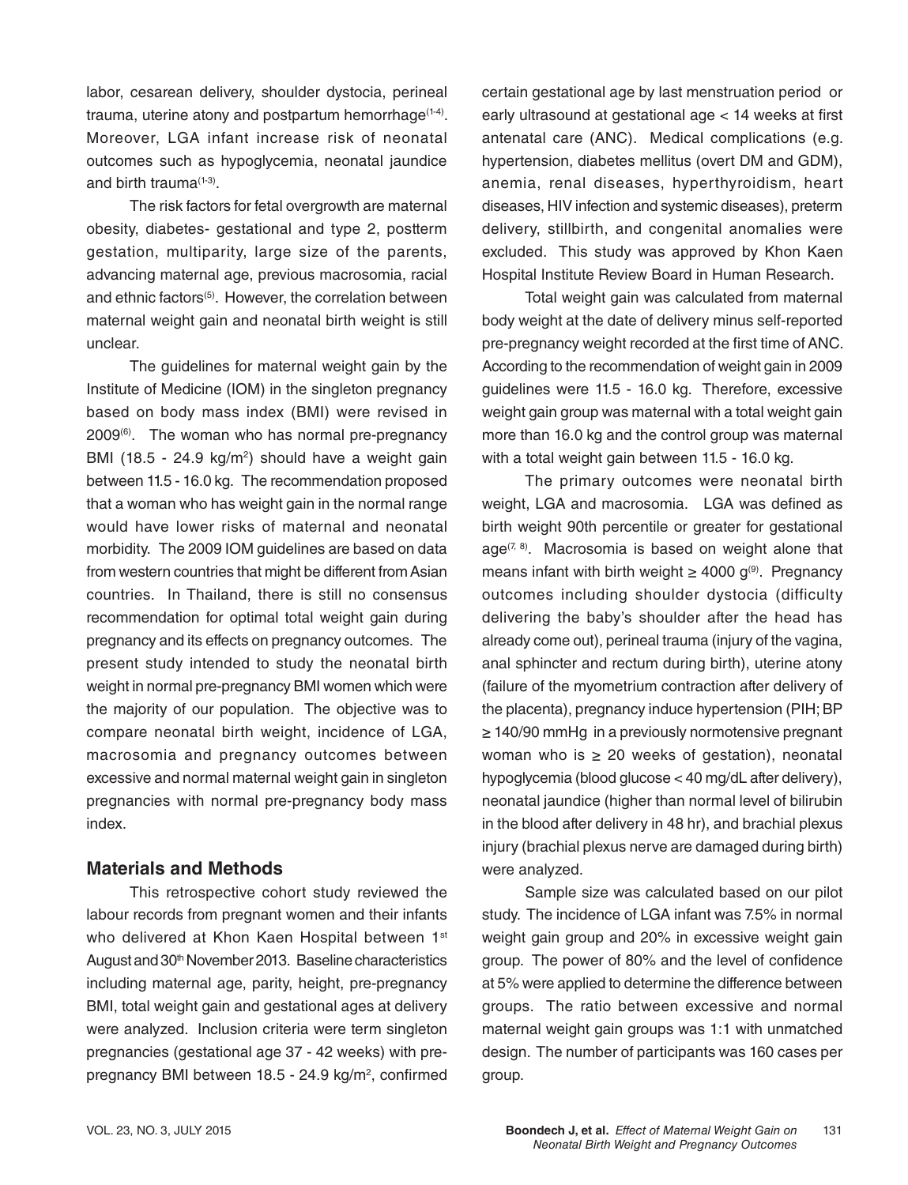labor, cesarean delivery, shoulder dystocia, perineal trauma, uterine atony and postpartum hemorrhage[1-4]. Moreover, LGA infant increase risk of neonatal outcomes such as hypoglycemia, neonatal jaundice and birth trauma[1-3].

The risk factors for fetal overgrowth are maternal obesity, diabetes- gestational and type 2, postterm gestation, multiparity, large size of the parents, advancing maternal age, previous macrosomia, racial and ethnic factors[5]. However, the correlation between maternal weight gain and neonatal birth weight is still unclear.

The guidelines for maternal weight gain by the Institute of Medicine (IOM) in the singleton pregnancy based on body mass index (BMI) were revised in 2009[6]. The woman who has normal pre-pregnancy BMI (18.5 - 24.9 kg/m$^2$) should have a weight gain between 11.5 - 16.0 kg. The recommendation proposed that a woman who has weight gain in the normal range would have lower risks of maternal and neonatal morbidity. The 2009 IOM guidelines are based on data from western countries that might be different from Asian countries. In Thailand, there is still no consensus recommendation for optimal total weight gain during pregnancy and its effects on pregnancy outcomes. The present study intended to study the neonatal birth weight in normal pre-pregnancy BMI women which were the majority of our population. The objective was to compare neonatal birth weight, incidence of LGA, macrosomia and pregnancy outcomes between excessive and normal maternal weight gain in singleton pregnancies with normal pre-pregnancy body mass index.

## Materials and Methods

This retrospective cohort study reviewed the labour records from pregnant women and their infants who delivered at Khon Kaen Hospital between 1st August and 30th November 2013. Baseline characteristics including maternal age, parity, height, pre-pregnancy BMI, total weight gain and gestational ages at delivery were analyzed. Inclusion criteria were term singleton pregnancies (gestational age 37 - 42 weeks) with pre-pregnancy BMI between 18.5 - 24.9 kg/m$^2$, confirmed certain gestational age by last menstruation period or early ultrasound at gestational age < 14 weeks at first antenatal care (ANC). Medical complications (e.g. hypertension, diabetes mellitus (overt DM and GDM), anemia, renal diseases, hyperthyroidism, heart diseases, HIV infection and systemic diseases), preterm delivery, stillbirth, and congenital anomalies were excluded. This study was approved by Khon Kaen Hospital Institute Review Board in Human Research.

Total weight gain was calculated from maternal body weight at the date of delivery minus self-reported pre-pregnancy weight recorded at the first time of ANC. According to the recommendation of weight gain in 2009 guidelines were 11.5 - 16.0 kg. Therefore, excessive weight gain group was maternal with a total weight gain more than 16.0 kg and the control group was maternal with a total weight gain between 11.5 - 16.0 kg.

The primary outcomes were neonatal birth weight, LGA and macrosomia. LGA was defined as birth weight 90th percentile or greater for gestational age[7,8]. Macrosomia is based on weight alone that means infant with birth weight ≥ 4000 g[9]. Pregnancy outcomes including shoulder dystocia (difficulty delivering the baby's shoulder after the head has already come out), perineal trauma (injury of the vagina, anal sphincter and rectum during birth), uterine atony (failure of the myometrium contraction after delivery of the placenta), pregnancy induce hypertension (PIH; BP ≥ 140/90 mmHg in a previously normotensive pregnant woman who is ≥ 20 weeks of gestation), neonatal hypoglycemia (blood glucose < 40 mg/dL after delivery), neonatal jaundice (higher than normal level of bilirubin in the blood after delivery in 48 hr), and brachial plexus injury (brachial plexus nerve are damaged during birth) were analyzed.

Sample size was calculated based on our pilot study. The incidence of LGA infant was 7.5% in normal weight gain group and 20% in excessive weight gain group. The power of 80% and the level of confidence at 5% were applied to determine the difference between groups. The ratio between excessive and normal maternal weight gain groups was 1:1 with unmatched design. The number of participants was 160 cases per group.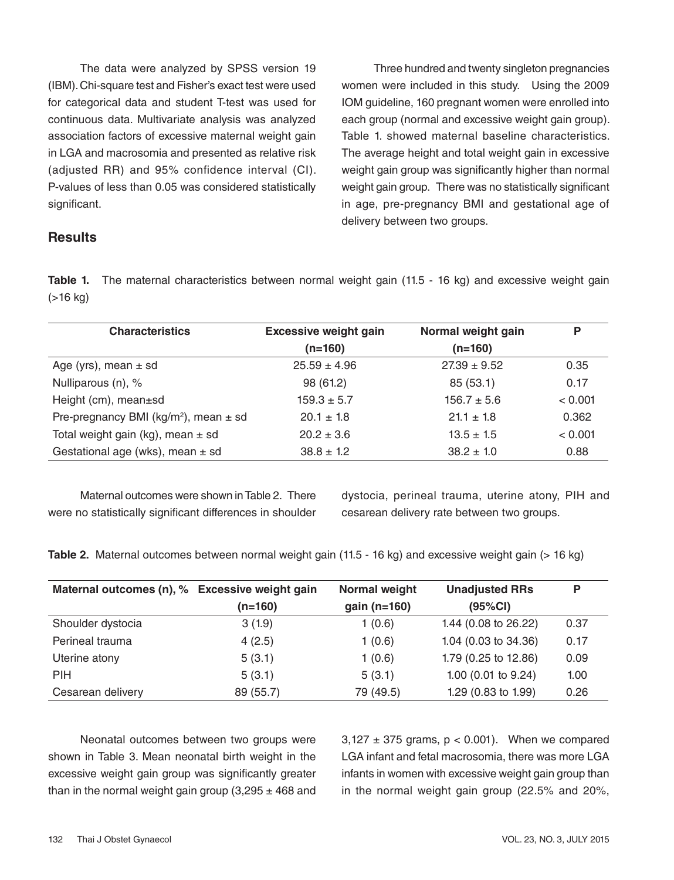The data were analyzed by SPSS version 19 (IBM). Chi-square test and Fisher's exact test were used for categorical data and student T-test was used for continuous data. Multivariate analysis was analyzed association factors of excessive maternal weight gain in LGA and macrosomia and presented as relative risk (adjusted RR) and 95% confidence interval (CI). P-values of less than 0.05 was considered statistically significant.

## Results

Three hundred and twenty singleton pregnancies women were included in this study. Using the 2009 IOM guideline, 160 pregnant women were enrolled into each group (normal and excessive weight gain group). Table 1. showed maternal baseline characteristics. The average height and total weight gain in excessive weight gain group was significantly higher than normal weight gain group. There was no statistically significant in age, pre-pregnancy BMI and gestational age of delivery between two groups.

**Table 1.** The maternal characteristics between normal weight gain (11.5 - 16 kg) and excessive weight gain (>16 kg)

| Characteristics | Excessive weight gain (n=160) | Normal weight gain (n=160) | P |
|---|---|---|---|
| Age (yrs), mean ± sd | 25.59 ± 4.96 | 27.39 ± 9.52 | 0.35 |
| Nulliparous (n), % | 98 (61.2) | 85 (53.1) | 0.17 |
| Height (cm), mean±sd | 159.3 ± 5.7 | 156.7 ± 5.6 | < 0.001 |
| Pre-pregnancy BMI (kg/m$^2$), mean ± sd | 20.1 ± 1.8 | 21.1 ± 1.8 | 0.362 |
| Total weight gain (kg), mean ± sd | 20.2 ± 3.6 | 13.5 ± 1.5 | < 0.001 |
| Gestational age (wks), mean ± sd | 38.8 ± 1.2 | 38.2 ± 1.0 | 0.88 |

Maternal outcomes were shown in Table 2. There were no statistically significant differences in shoulder dystocia, perineal trauma, uterine atony, PIH and cesarean delivery rate between two groups.

**Table 2.** Maternal outcomes between normal weight gain (11.5 - 16 kg) and excessive weight gain (> 16 kg)

| Maternal outcomes (n), % | Excessive weight gain (n=160) | Normal weight gain (n=160) | Unadjusted RRs (95%CI) | P |
|---|---|---|---|---|
| Shoulder dystocia | 3 (1.9) | 1 (0.6) | 1.44 (0.08 to 26.22) | 0.37 |
| Perineal trauma | 4 (2.5) | 1 (0.6) | 1.04 (0.03 to 34.36) | 0.17 |
| Uterine atony | 5 (3.1) | 1 (0.6) | 1.79 (0.25 to 12.86) | 0.09 |
| PIH | 5 (3.1) | 5 (3.1) | 1.00 (0.01 to 9.24) | 1.00 |
| Cesarean delivery | 89 (55.7) | 79 (49.5) | 1.29 (0.83 to 1.99) | 0.26 |

Neonatal outcomes between two groups were shown in Table 3. Mean neonatal birth weight in the excessive weight gain group was significantly greater than in the normal weight gain group (3,295 ± 468 and 3,127 ± 375 grams, $p < 0.001$). When we compared LGA infant and fetal macrosomia, there was more LGA infants in women with excessive weight gain group than in the normal weight gain group (22.5% and 20%,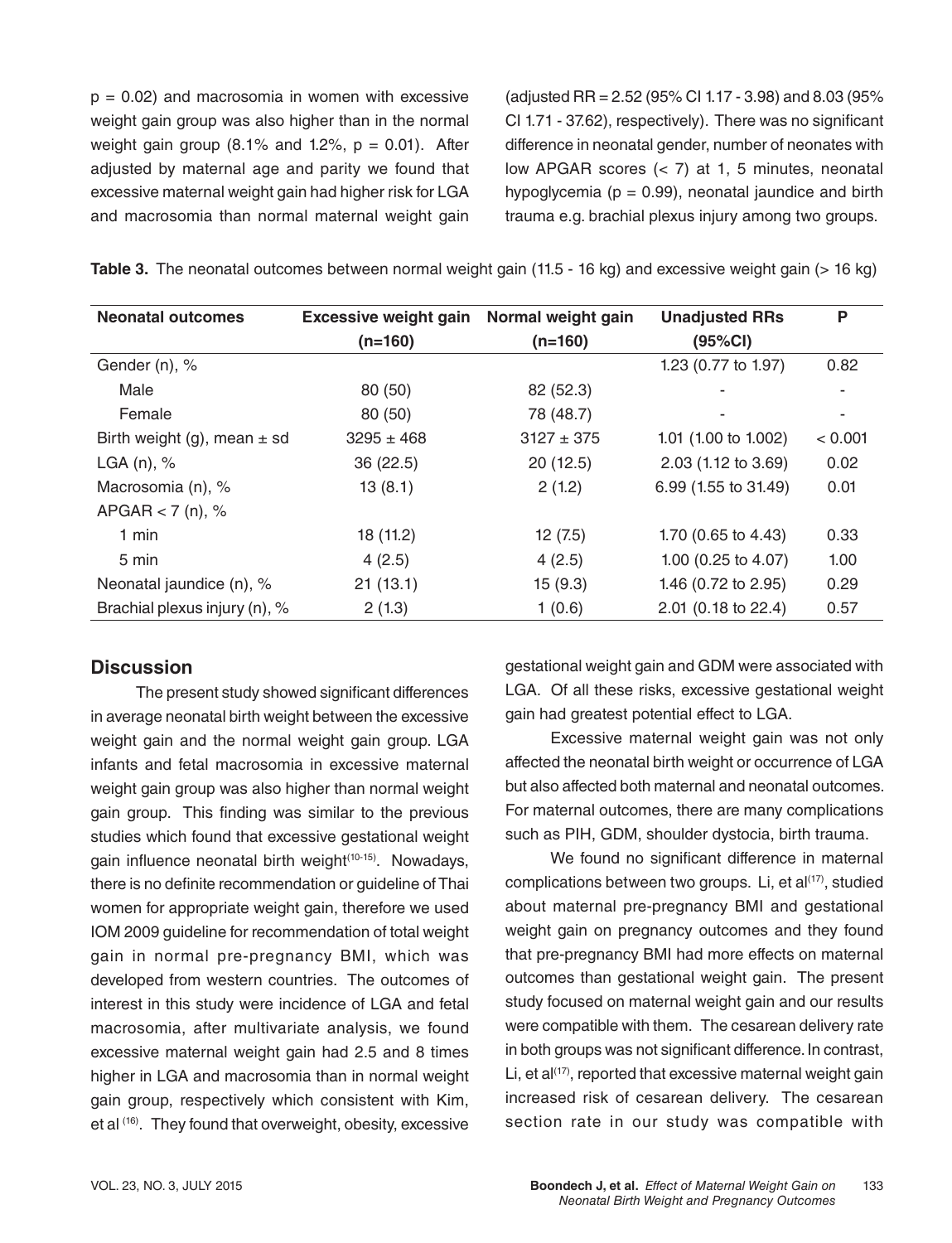p = 0.02) and macrosomia in women with excessive weight gain group was also higher than in the normal weight gain group (8.1% and 1.2%, p = 0.01). After adjusted by maternal age and parity we found that excessive maternal weight gain had higher risk for LGA and macrosomia than normal maternal weight gain (adjusted RR = 2.52 (95% CI 1.17 - 3.98) and 8.03 (95% CI 1.71 - 37.62), respectively). There was no significant difference in neonatal gender, number of neonates with low APGAR scores (< 7) at 1, 5 minutes, neonatal hypoglycemia (p = 0.99), neonatal jaundice and birth trauma e.g. brachial plexus injury among two groups.

**Table 3.** The neonatal outcomes between normal weight gain (11.5 - 16 kg) and excessive weight gain (> 16 kg)

| Neonatal outcomes | Excessive weight gain (n=160) | Normal weight gain (n=160) | Unadjusted RRs (95%CI) | P |
|---|---|---|---|---|
| Gender (n), % | | | 1.23 (0.77 to 1.97) | 0.82 |
| Male | 80 (50) | 82 (52.3) | - | - |
| Female | 80 (50) | 78 (48.7) | - | - |
| Birth weight (g), mean ± sd | 3295 ± 468 | 3127 ± 375 | 1.01 (1.00 to 1.002) | < 0.001 |
| LGA (n), % | 36 (22.5) | 20 (12.5) | 2.03 (1.12 to 3.69) | 0.02 |
| Macrosomia (n), % | 13 (8.1) | 2 (1.2) | 6.99 (1.55 to 31.49) | 0.01 |
| APGAR < 7 (n), % | | | | |
| 1 min | 18 (11.2) | 12 (7.5) | 1.70 (0.65 to 4.43) | 0.33 |
| 5 min | 4 (2.5) | 4 (2.5) | 1.00 (0.25 to 4.07) | 1.00 |
| Neonatal jaundice (n), % | 21 (13.1) | 15 (9.3) | 1.46 (0.72 to 2.95) | 0.29 |
| Brachial plexus injury (n), % | 2 (1.3) | 1 (0.6) | 2.01 (0.18 to 22.4) | 0.57 |

## Discussion

The present study showed significant differences in average neonatal birth weight between the excessive weight gain and the normal weight gain group. LGA infants and fetal macrosomia in excessive maternal weight gain group was also higher than normal weight gain group. This finding was similar to the previous studies which found that excessive gestational weight gain influence neonatal birth weight[10-15]. Nowadays, there is no definite recommendation or guideline of Thai women for appropriate weight gain, therefore we used IOM 2009 guideline for recommendation of total weight gain in normal pre-pregnancy BMI, which was developed from western countries. The outcomes of interest in this study were incidence of LGA and fetal macrosomia, after multivariate analysis, we found excessive maternal weight gain had 2.5 and 8 times higher in LGA and macrosomia than in normal weight gain group, respectively which consistent with Kim, et al [16]. They found that overweight, obesity, excessive gestational weight gain and GDM were associated with LGA. Of all these risks, excessive gestational weight gain had greatest potential effect to LGA.

Excessive maternal weight gain was not only affected the neonatal birth weight or occurrence of LGA but also affected both maternal and neonatal outcomes. For maternal outcomes, there are many complications such as PIH, GDM, shoulder dystocia, birth trauma.

We found no significant difference in maternal complications between two groups. Li, et al[17], studied about maternal pre-pregnancy BMI and gestational weight gain on pregnancy outcomes and they found that pre-pregnancy BMI had more effects on maternal outcomes than gestational weight gain. The present study focused on maternal weight gain and our results were compatible with them. The cesarean delivery rate in both groups was not significant difference. In contrast, Li, et al[17], reported that excessive maternal weight gain increased risk of cesarean delivery. The cesarean section rate in our study was compatible with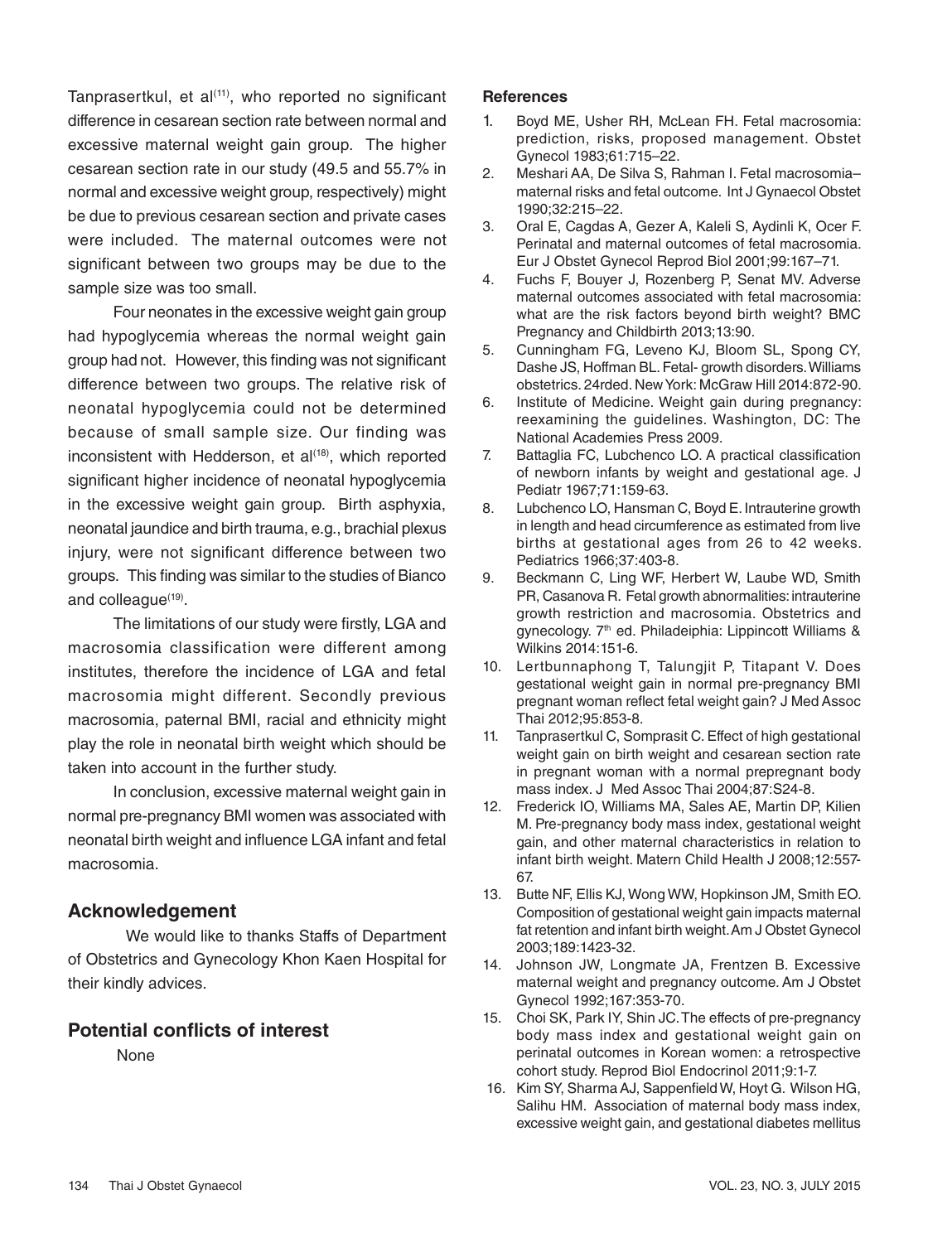Tanprasertkul, et al[11], who reported no significant difference in cesarean section rate between normal and excessive maternal weight gain group. The higher cesarean section rate in our study (49.5 and 55.7% in normal and excessive weight group, respectively) might be due to previous cesarean section and private cases were included. The maternal outcomes were not significant between two groups may be due to the sample size was too small.

Four neonates in the excessive weight gain group had hypoglycemia whereas the normal weight gain group had not. However, this finding was not significant difference between two groups. The relative risk of neonatal hypoglycemia could not be determined because of small sample size. Our finding was inconsistent with Hedderson, et al[18], which reported significant higher incidence of neonatal hypoglycemia in the excessive weight gain group. Birth asphyxia, neonatal jaundice and birth trauma, e.g., brachial plexus injury, were not significant difference between two groups. This finding was similar to the studies of Bianco and colleague[19].

The limitations of our study were firstly, LGA and macrosomia classification were different among institutes, therefore the incidence of LGA and fetal macrosomia might different. Secondly previous macrosomia, paternal BMI, racial and ethnicity might play the role in neonatal birth weight which should be taken into account in the further study.

In conclusion, excessive maternal weight gain in normal pre-pregnancy BMI women was associated with neonatal birth weight and influence LGA infant and fetal macrosomia.

## Acknowledgement

We would like to thanks Staffs of Department of Obstetrics and Gynecology Khon Kaen Hospital for their kindly advices.

## Potential conflicts of interest

None

## References

1. Boyd ME, Usher RH, McLean FH. Fetal macrosomia: prediction, risks, proposed management. Obstet Gynecol 1983;61:715–22.
2. Meshari AA, De Silva S, Rahman I. Fetal macrosomia–maternal risks and fetal outcome. Int J Gynaecol Obstet 1990;32:215–22.
3. Oral E, Cagdas A, Gezer A, Kaleli S, Aydinli K, Ocer F. Perinatal and maternal outcomes of fetal macrosomia. Eur J Obstet Gynecol Reprod Biol 2001;99:167–71.
4. Fuchs F, Bouyer J, Rozenberg P, Senat MV. Adverse maternal outcomes associated with fetal macrosomia: what are the risk factors beyond birth weight? BMC Pregnancy and Childbirth 2013;13:90.
5. Cunningham FG, Leveno KJ, Bloom SL, Spong CY, Dashe JS, Hoffman BL. Fetal- growth disorders. Williams obstetrics. 24rded. New York: McGraw Hill 2014:872-90.
6. Institute of Medicine. Weight gain during pregnancy: reexamining the guidelines. Washington, DC: The National Academies Press 2009.
7. Battaglia FC, Lubchenco LO. A practical classification of newborn infants by weight and gestational age. J Pediatr 1967;71:159-63.
8. Lubchenco LO, Hansman C, Boyd E. Intrauterine growth in length and head circumference as estimated from live births at gestational ages from 26 to 42 weeks. Pediatrics 1966;37:403-8.
9. Beckmann C, Ling WF, Herbert W, Laube WD, Smith PR, Casanova R. Fetal growth abnormalities: intrauterine growth restriction and macrosomia. Obstetrics and gynecology. 7th ed. Philadeiphia: Lippincott Williams & Wilkins 2014:151-6.
10. Lertbunnaphong T, Talungjit P, Titapant V. Does gestational weight gain in normal pre-pregnancy BMI pregnant woman reflect fetal weight gain? J Med Assoc Thai 2012;95:853-8.
11. Tanprasertkul C, Somprasit C. Effect of high gestational weight gain on birth weight and cesarean section rate in pregnant woman with a normal prepregnant body mass index. J Med Assoc Thai 2004;87:S24-8.
12. Frederick IO, Williams MA, Sales AE, Martin DP, Kilien M. Pre-pregnancy body mass index, gestational weight gain, and other maternal characteristics in relation to infant birth weight. Matern Child Health J 2008;12:557-67.
13. Butte NF, Ellis KJ, Wong WW, Hopkinson JM, Smith EO. Composition of gestational weight gain impacts maternal fat retention and infant birth weight. Am J Obstet Gynecol 2003;189:1423-32.
14. Johnson JW, Longmate JA, Frentzen B. Excessive maternal weight and pregnancy outcome. Am J Obstet Gynecol 1992;167:353-70.
15. Choi SK, Park IY, Shin JC. The effects of pre-pregnancy body mass index and gestational weight gain on perinatal outcomes in Korean women: a retrospective cohort study. Reprod Biol Endocrinol 2011;9:1-7.
16. Kim SY, Sharma AJ, Sappenfield W, Hoyt G. Wilson HG, Salihu HM. Association of maternal body mass index, excessive weight gain, and gestational diabetes mellitus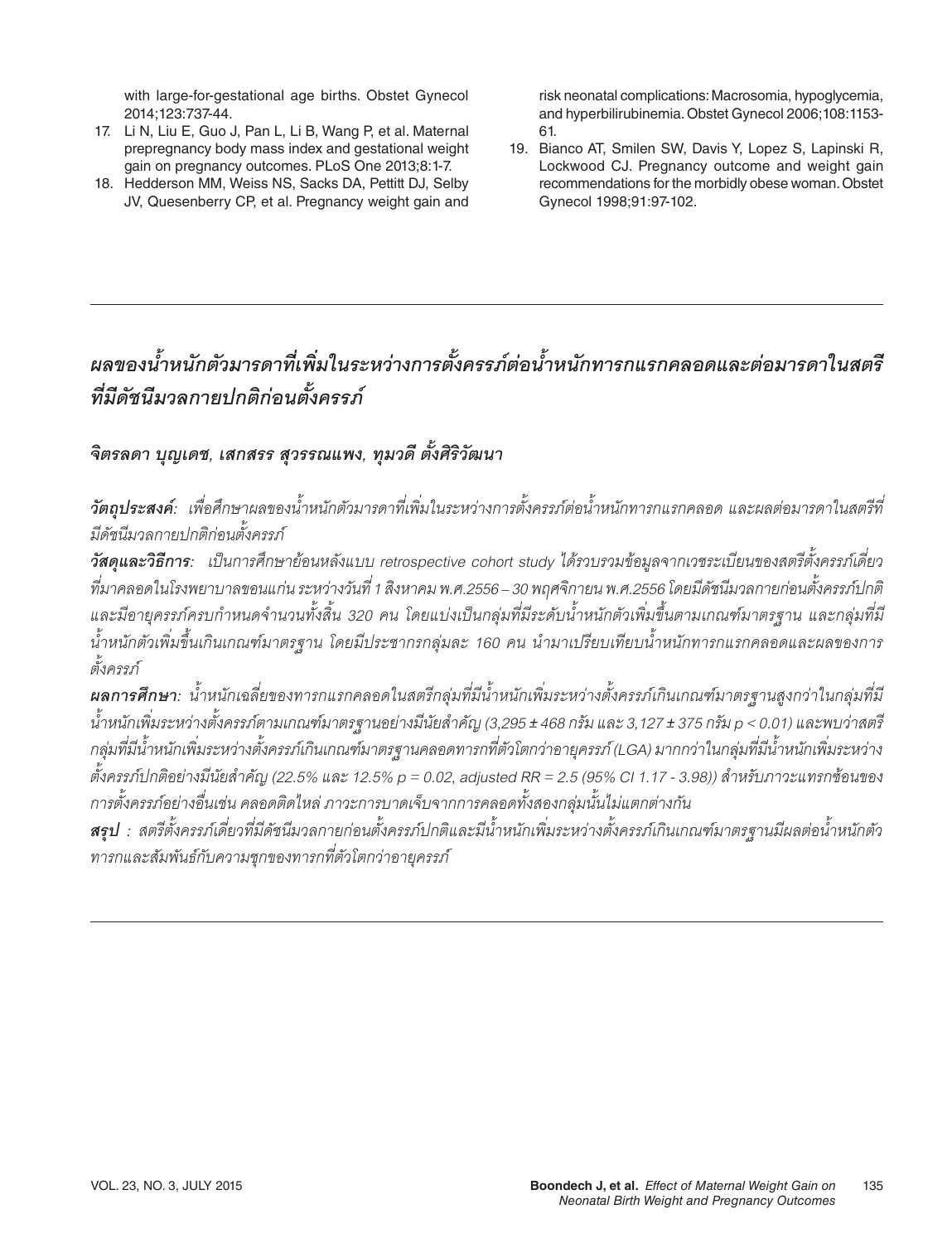with large-for-gestational age births. Obstet Gynecol 2014;123:737-44.

17. Li N, Liu E, Guo J, Pan L, Li B, Wang P, et al. Maternal prepregnancy body mass index and gestational weight gain on pregnancy outcomes. PLoS One 2013;8:1-7.
18. Hedderson MM, Weiss NS, Sacks DA, Pettitt DJ, Selby JV, Quesenberry CP, et al. Pregnancy weight gain and risk neonatal complications: Macrosomia, hypoglycemia, and hyperbilirubinemia. Obstet Gynecol 2006;108:1153-61.
19. Bianco AT, Smilen SW, Davis Y, Lopez S, Lapinski R, Lockwood CJ. Pregnancy outcome and weight gain recommendations for the morbidly obese woman. Obstet Gynecol 1998;91:97-102.

---

## *ผลของน้ำหนักตัวมารดาที่เพิ่มในระหว่างการตั้งครรภ์ต่อน้ำหนักทารกแรกคลอดและต่อมารดาในสตรีที่มีดัชนีมวลกายปกติก่อนตั้งครรภ์*

### *จิตรลดา บุญเดช, เสกสรร สุวรรณแพง, ทุมวดี ตั้งศิริวัฒนา*

***วัตถุประสงค์***: *เพื่อศึกษาผลของน้ำหนักตัวมารดาที่เพิ่มในระหว่างการตั้งครรภ์ต่อน้ำหนักทารกแรกคลอด และผลต่อมารดาในสตรีที่มีดัชนีมวลกายปกติก่อนตั้งครรภ์*

***วัสดุและวิธีการ***: *เป็นการศึกษาย้อนหลังแบบ retrospective cohort study ได้รวบรวมข้อมูลจากเวชระเบียนของสตรีตั้งครรภ์เดี่ยวที่มาคลอดในโรงพยาบาลขอนแก่น ระหว่างวันที่ 1 สิงหาคม พ.ศ.2556 – 30 พฤศจิกายน พ.ศ.2556 โดยมีดัชนีมวลกายก่อนตั้งครรภ์ปกติ และมีอายุครรภ์ครบกำหนดจำนวนทั้งสิ้น 320 คน โดยแบ่งเป็นกลุ่มที่มีระดับน้ำหนักตัวเพิ่มขึ้นตามเกณฑ์มาตรฐาน และกลุ่มที่มีน้ำหนักตัวเพิ่มขึ้นเกินเกณฑ์มาตรฐาน โดยมีประชากรกลุ่มละ 160 คน นำมาเปรียบเทียบน้ำหนักทารกแรกคลอดและผลของการตั้งครรภ์*

***ผลการศึกษา***: *น้ำหนักเฉลี่ยของทารกแรกคลอดในสตรีกลุ่มที่มีน้ำหนักเพิ่มระหว่างตั้งครรภ์เกินเกณฑ์มาตรฐานสูงกว่าในกลุ่มที่มีน้ำหนักเพิ่มระหว่างตั้งครรภ์ตามเกณฑ์มาตรฐานอย่างมีนัยสำคัญ (3,295 ± 468 กรัม และ 3,127 ± 375 กรัม $p < 0.01$) และพบว่าสตรีกลุ่มที่มีน้ำหนักเพิ่มระหว่างตั้งครรภ์เกินเกณฑ์มาตรฐานคลอดทารกที่ตัวโตกว่าอายุครรภ์ (LGA) มากกว่าในกลุ่มที่มีน้ำหนักเพิ่มระหว่างตั้งครรภ์ปกติอย่างมีนัยสำคัญ (22.5% และ 12.5% $p = 0.02$, adjusted RR = 2.5 (95% CI 1.17 - 3.98)) สำหรับภาวะแทรกซ้อนของการตั้งครรภ์อย่างอื่นเช่น คลอดติดไหล่ ภาวะการบาดเจ็บจากการคลอดทั้งสองกลุ่มนั้นไม่แตกต่างกัน*

***สรุป***: *สตรีตั้งครรภ์เดี่ยวที่มีดัชนีมวลกายก่อนตั้งครรภ์ปกติและมีน้ำหนักเพิ่มระหว่างตั้งครรภ์เกินเกณฑ์มาตรฐานมีผลต่อน้ำหนักตัวทารกและสัมพันธ์กับความชุกของทารกที่ตัวโตกว่าอายุครรภ์*

---